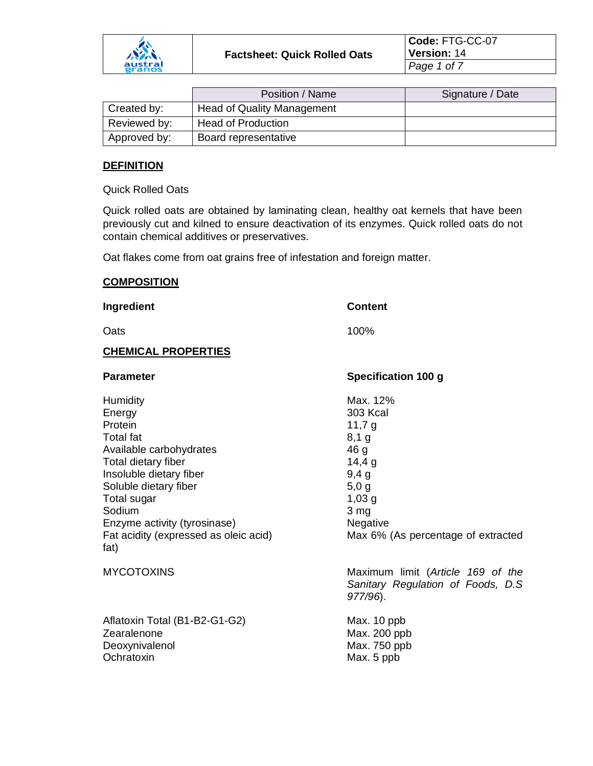| | **Factsheet: Quick Rolled Oats** | **Code:** FTG-CC-07 **Version:** 14 |
|---|---|---|

| | Position / Name | Signature / Date |
|---|---|---|
| Created by: | Head of Quality Management | |
| Reviewed by: | Head of Production | |
| Approved by: | Board representative | |

## DEFINITION

Quick Rolled Oats

Quick rolled oats are obtained by laminating clean, healthy oat kernels that have been previously cut and kilned to ensure deactivation of its enzymes. Quick rolled oats do not contain chemical additives or preservatives.

Oat flakes come from oat grains free of infestation and foreign matter.

## COMPOSITION

| **Ingredient** | **Content** |
|---|---|
| Oats | 100% |

## CHEMICAL PROPERTIES

| **Parameter** | **Specification 100 g** |
|---|---|
| Humidity | Max. 12% |
| Energy | 303 Kcal |
| Protein | 11,7 g |
| Total fat | 8,1 g |
| Available carbohydrates | 46 g |
| Total dietary fiber | 14,4 g |
| Insoluble dietary fiber | 9,4 g |
| Soluble dietary fiber | 5,0 g |
| Total sugar | 1,03 g |
| Sodium | 3 mg |
| Enzyme activity (tyrosinase) | Negative |
| Fat acidity (expressed as oleic acid) | Max 6% (As percentage of extracted fat) |
| MYCOTOXINS | Maximum limit (*Article 169 of the Sanitary Regulation of Foods, D.S 977/96*). |
| Aflatoxin Total (B1-B2-G1-G2) | Max. 10 ppb |
| Zearalenone | Max. 200 ppb |
| Deoxynivalenol | Max. 750 ppb |
| Ochratoxin | Max. 5 ppb |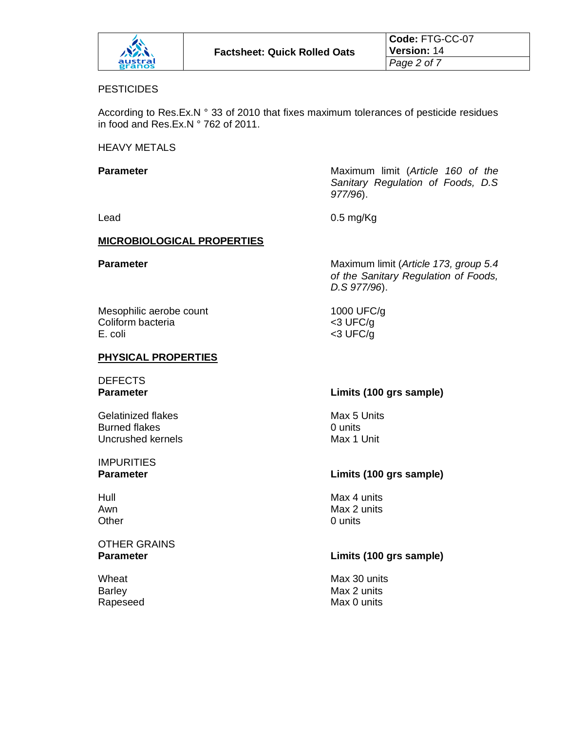PESTICIDES

According to Res.Ex.N ° 33 of 2010 that fixes maximum tolerances of pesticide residues in food and Res.Ex.N ° 762 of 2011.

HEAVY METALS

| **Parameter** | Maximum limit (*Article 160 of the Sanitary Regulation of Foods, D.S 977/96*). |
|---|---|
| Lead | 0.5 mg/Kg |

## MICROBIOLOGICAL PROPERTIES

| **Parameter** | Maximum limit (*Article 173, group 5.4 of the Sanitary Regulation of Foods, D.S 977/96*). |
|---|---|
| Mesophilic aerobe count | 1000 UFC/g |
| Coliform bacteria | <3 UFC/g |
| E. coli | <3 UFC/g |

## PHYSICAL PROPERTIES

DEFECTS

| **Parameter** | **Limits (100 grs sample)** |
|---|---|
| Gelatinized flakes | Max 5 Units |
| Burned flakes | 0 units |
| Uncrushed kernels | Max 1 Unit |

IMPURITIES

| **Parameter** | **Limits (100 grs sample)** |
|---|---|
| Hull | Max 4 units |
| Awn | Max 2 units |
| Other | 0 units |

OTHER GRAINS

| **Parameter** | **Limits (100 grs sample)** |
|---|---|
| Wheat | Max 30 units |
| Barley | Max 2 units |
| Rapeseed | Max 0 units |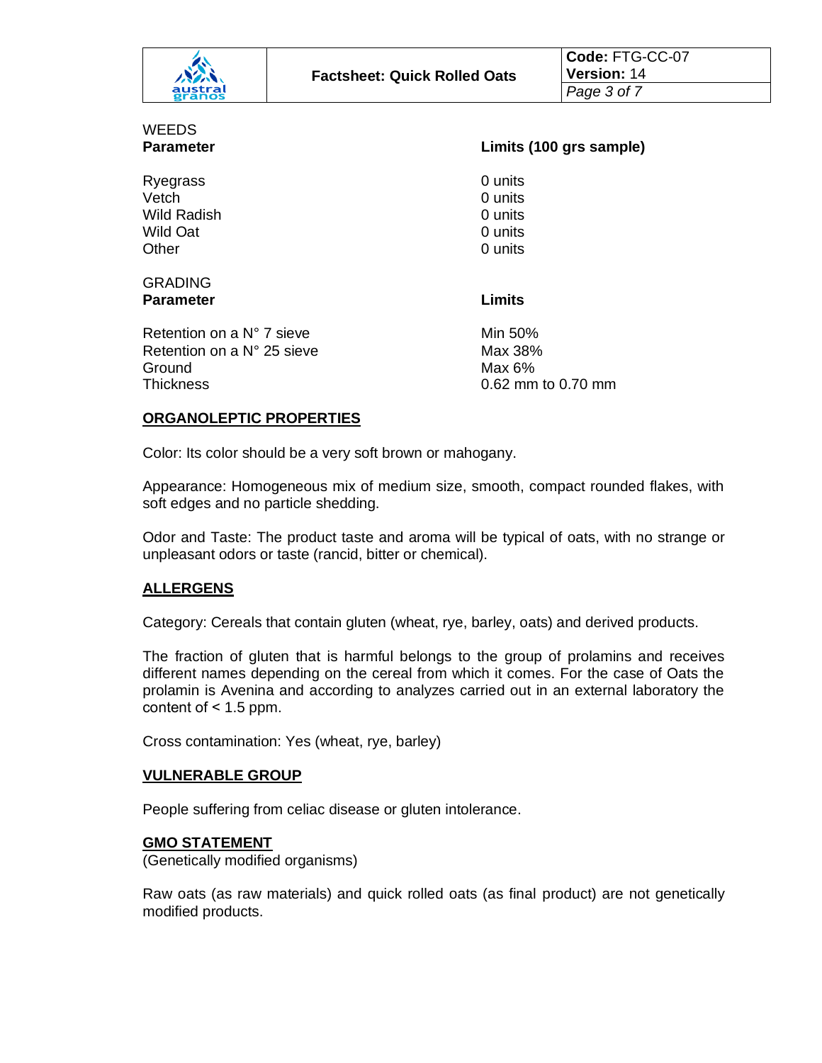WEEDS

| Parameter | Limits (100 grs sample) |
| --- | --- |
| Ryegrass | 0 units |
| Vetch | 0 units |
| Wild Radish | 0 units |
| Wild Oat | 0 units |
| Other | 0 units |

GRADING

| Parameter | Limits |
| --- | --- |
| Retention on a N° 7 sieve | Min 50% |
| Retention on a N° 25 sieve | Max 38% |
| Ground | Max 6% |
| Thickness | 0.62 mm to 0.70 mm |

## ORGANOLEPTIC PROPERTIES

Color: Its color should be a very soft brown or mahogany.

Appearance: Homogeneous mix of medium size, smooth, compact rounded flakes, with soft edges and no particle shedding.

Odor and Taste: The product taste and aroma will be typical of oats, with no strange or unpleasant odors or taste (rancid, bitter or chemical).

## ALLERGENS

Category: Cereals that contain gluten (wheat, rye, barley, oats) and derived products.

The fraction of gluten that is harmful belongs to the group of prolamins and receives different names depending on the cereal from which it comes. For the case of Oats the prolamin is Avenina and according to analyzes carried out in an external laboratory the content of < 1.5 ppm.

Cross contamination: Yes (wheat, rye, barley)

## VULNERABLE GROUP

People suffering from celiac disease or gluten intolerance.

## GMO STATEMENT

(Genetically modified organisms)

Raw oats (as raw materials) and quick rolled oats (as final product) are not genetically modified products.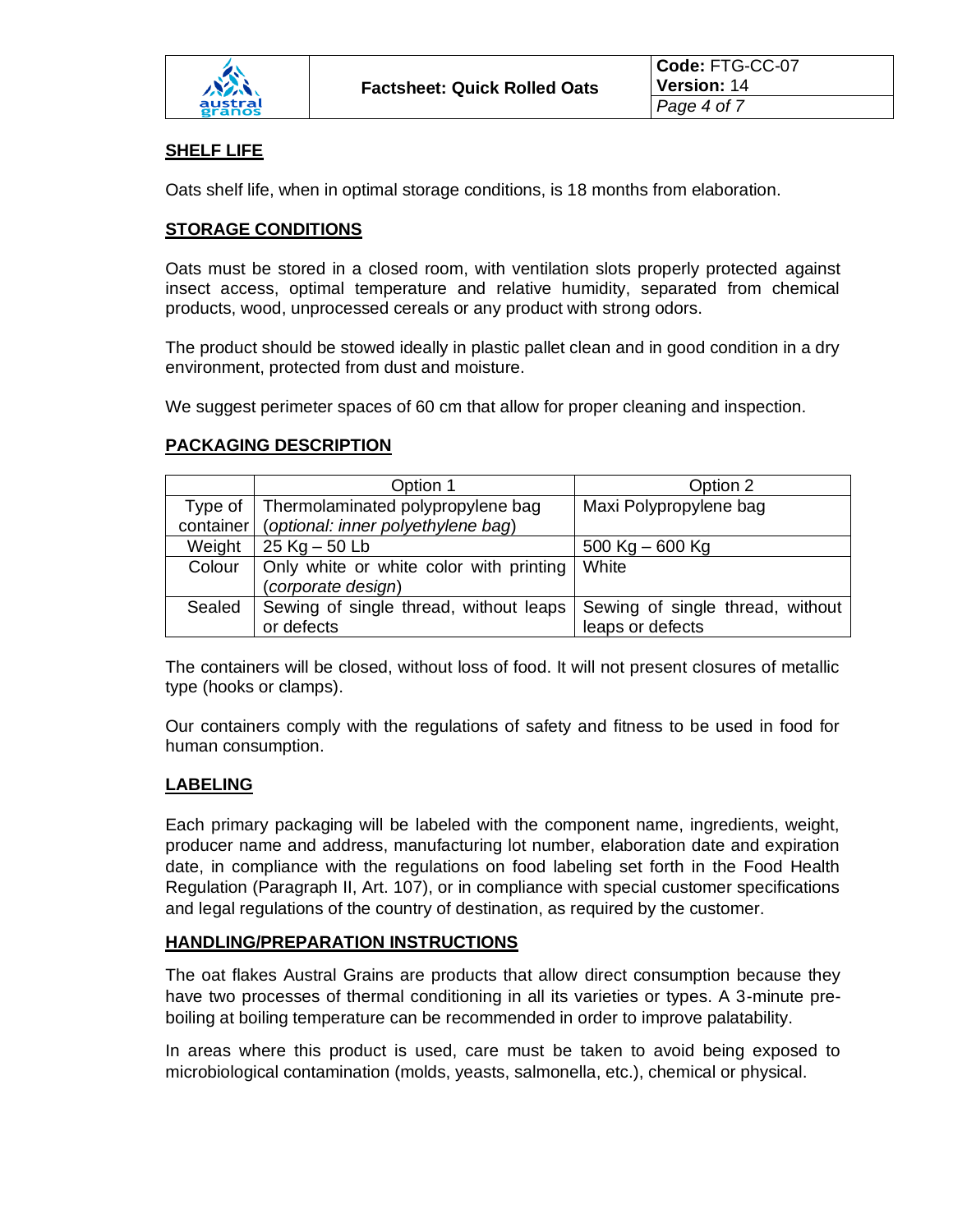## SHELF LIFE

Oats shelf life, when in optimal storage conditions, is 18 months from elaboration.

## STORAGE CONDITIONS

Oats must be stored in a closed room, with ventilation slots properly protected against insect access, optimal temperature and relative humidity, separated from chemical products, wood, unprocessed cereals or any product with strong odors.

The product should be stowed ideally in plastic pallet clean and in good condition in a dry environment, protected from dust and moisture.

We suggest perimeter spaces of 60 cm that allow for proper cleaning and inspection.

## PACKAGING DESCRIPTION

| | Option 1 | Option 2 |
|---|---|---|
| Type of container | Thermolaminated polypropylene bag (*optional: inner polyethylene bag*) | Maxi Polypropylene bag |
| Weight | 25 Kg – 50 Lb | 500 Kg – 600 Kg |
| Colour | Only white or white color with printing (*corporate design*) | White |
| Sealed | Sewing of single thread, without leaps or defects | Sewing of single thread, without leaps or defects |

The containers will be closed, without loss of food. It will not present closures of metallic type (hooks or clamps).

Our containers comply with the regulations of safety and fitness to be used in food for human consumption.

## LABELING

Each primary packaging will be labeled with the component name, ingredients, weight, producer name and address, manufacturing lot number, elaboration date and expiration date, in compliance with the regulations on food labeling set forth in the Food Health Regulation (Paragraph II, Art. 107), or in compliance with special customer specifications and legal regulations of the country of destination, as required by the customer.

## HANDLING/PREPARATION INSTRUCTIONS

The oat flakes Austral Grains are products that allow direct consumption because they have two processes of thermal conditioning in all its varieties or types. A 3-minute pre-boiling at boiling temperature can be recommended in order to improve palatability.

In areas where this product is used, care must be taken to avoid being exposed to microbiological contamination (molds, yeasts, salmonella, etc.), chemical or physical.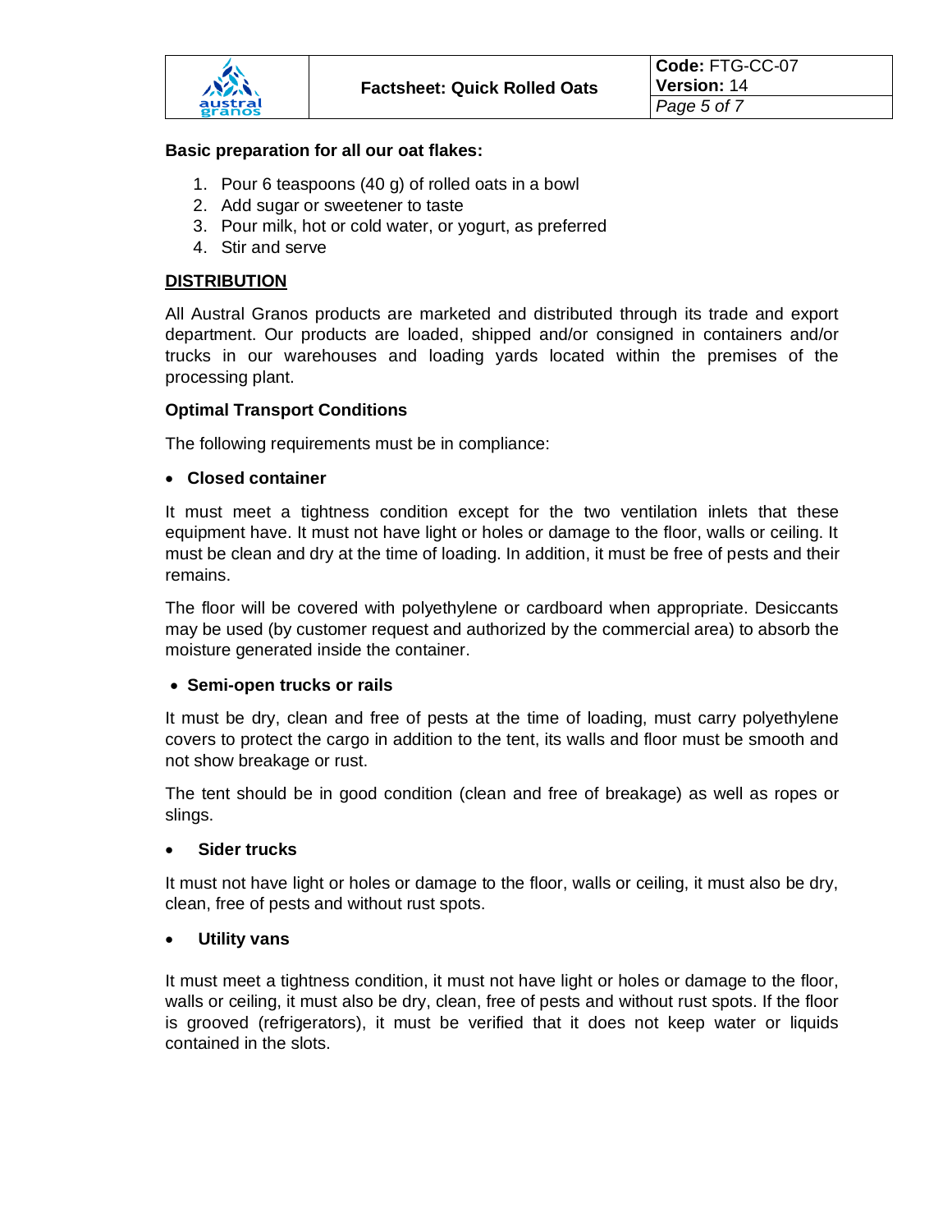**Basic preparation for all our oat flakes:**

1. Pour 6 teaspoons (40 g) of rolled oats in a bowl
2. Add sugar or sweetener to taste
3. Pour milk, hot or cold water, or yogurt, as preferred
4. Stir and serve

## DISTRIBUTION

All Austral Granos products are marketed and distributed through its trade and export department. Our products are loaded, shipped and/or consigned in containers and/or trucks in our warehouses and loading yards located within the premises of the processing plant.

### Optimal Transport Conditions

The following requirements must be in compliance:

- **Closed container**

It must meet a tightness condition except for the two ventilation inlets that these equipment have. It must not have light or holes or damage to the floor, walls or ceiling. It must be clean and dry at the time of loading. In addition, it must be free of pests and their remains.

The floor will be covered with polyethylene or cardboard when appropriate. Desiccants may be used (by customer request and authorized by the commercial area) to absorb the moisture generated inside the container.

- **Semi-open trucks or rails**

It must be dry, clean and free of pests at the time of loading, must carry polyethylene covers to protect the cargo in addition to the tent, its walls and floor must be smooth and not show breakage or rust.

The tent should be in good condition (clean and free of breakage) as well as ropes or slings.

- **Sider trucks**

It must not have light or holes or damage to the floor, walls or ceiling, it must also be dry, clean, free of pests and without rust spots.

- **Utility vans**

It must meet a tightness condition, it must not have light or holes or damage to the floor, walls or ceiling, it must also be dry, clean, free of pests and without rust spots. If the floor is grooved (refrigerators), it must be verified that it does not keep water or liquids contained in the slots.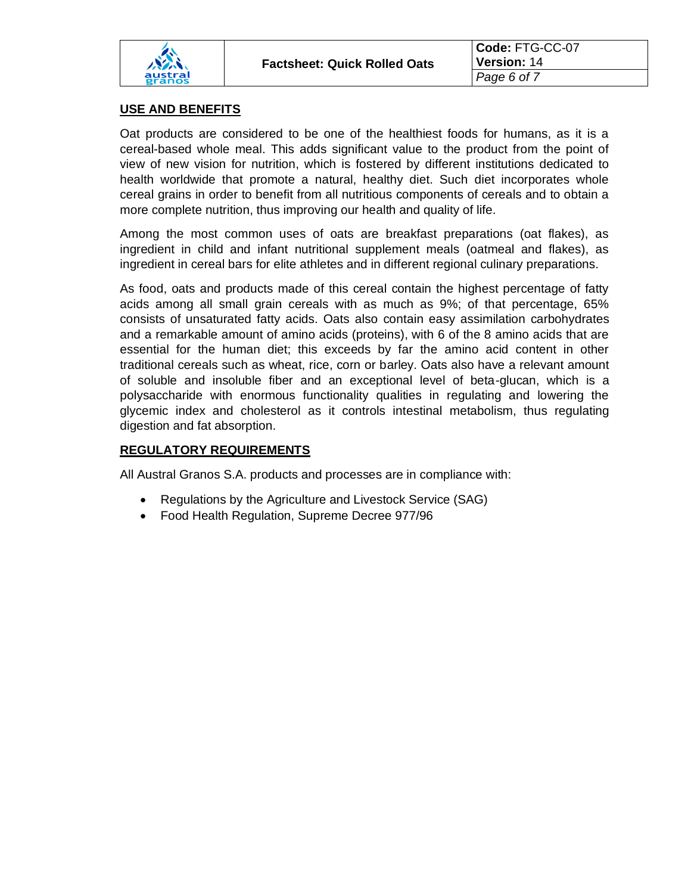## USE AND BENEFITS

Oat products are considered to be one of the healthiest foods for humans, as it is a cereal-based whole meal. This adds significant value to the product from the point of view of new vision for nutrition, which is fostered by different institutions dedicated to health worldwide that promote a natural, healthy diet. Such diet incorporates whole cereal grains in order to benefit from all nutritious components of cereals and to obtain a more complete nutrition, thus improving our health and quality of life.

Among the most common uses of oats are breakfast preparations (oat flakes), as ingredient in child and infant nutritional supplement meals (oatmeal and flakes), as ingredient in cereal bars for elite athletes and in different regional culinary preparations.

As food, oats and products made of this cereal contain the highest percentage of fatty acids among all small grain cereals with as much as 9%; of that percentage, 65% consists of unsaturated fatty acids. Oats also contain easy assimilation carbohydrates and a remarkable amount of amino acids (proteins), with 6 of the 8 amino acids that are essential for the human diet; this exceeds by far the amino acid content in other traditional cereals such as wheat, rice, corn or barley. Oats also have a relevant amount of soluble and insoluble fiber and an exceptional level of beta-glucan, which is a polysaccharide with enormous functionality qualities in regulating and lowering the glycemic index and cholesterol as it controls intestinal metabolism, thus regulating digestion and fat absorption.

## REGULATORY REQUIREMENTS

All Austral Granos S.A. products and processes are in compliance with:

- Regulations by the Agriculture and Livestock Service (SAG)
- Food Health Regulation, Supreme Decree 977/96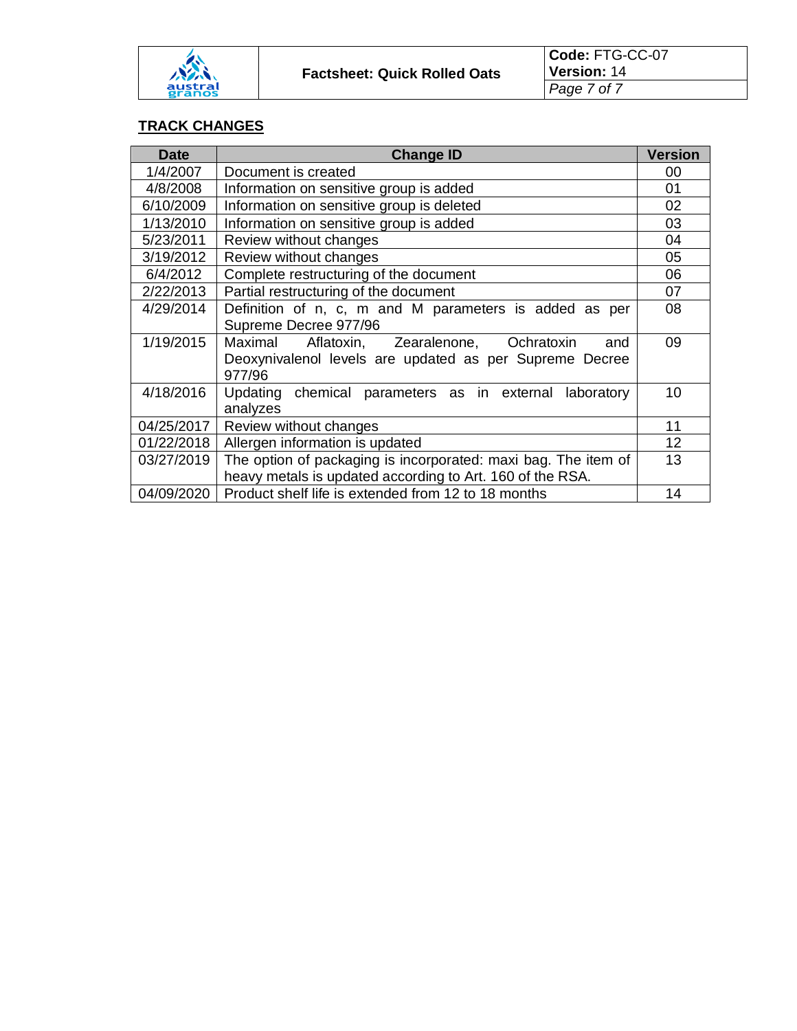## TRACK CHANGES

| Date | Change ID | Version |
|---|---|---|
| 1/4/2007 | Document is created | 00 |
| 4/8/2008 | Information on sensitive group is added | 01 |
| 6/10/2009 | Information on sensitive group is deleted | 02 |
| 1/13/2010 | Information on sensitive group is added | 03 |
| 5/23/2011 | Review without changes | 04 |
| 3/19/2012 | Review without changes | 05 |
| 6/4/2012 | Complete restructuring of the document | 06 |
| 2/22/2013 | Partial restructuring of the document | 07 |
| 4/29/2014 | Definition of n, c, m and M parameters is added as per Supreme Decree 977/96 | 08 |
| 1/19/2015 | Maximal Aflatoxin, Zearalenone, Ochratoxin and Deoxynivalenol levels are updated as per Supreme Decree 977/96 | 09 |
| 4/18/2016 | Updating chemical parameters as in external laboratory analyzes | 10 |
| 04/25/2017 | Review without changes | 11 |
| 01/22/2018 | Allergen information is updated | 12 |
| 03/27/2019 | The option of packaging is incorporated: maxi bag. The item of heavy metals is updated according to Art. 160 of the RSA. | 13 |
| 04/09/2020 | Product shelf life is extended from 12 to 18 months | 14 |